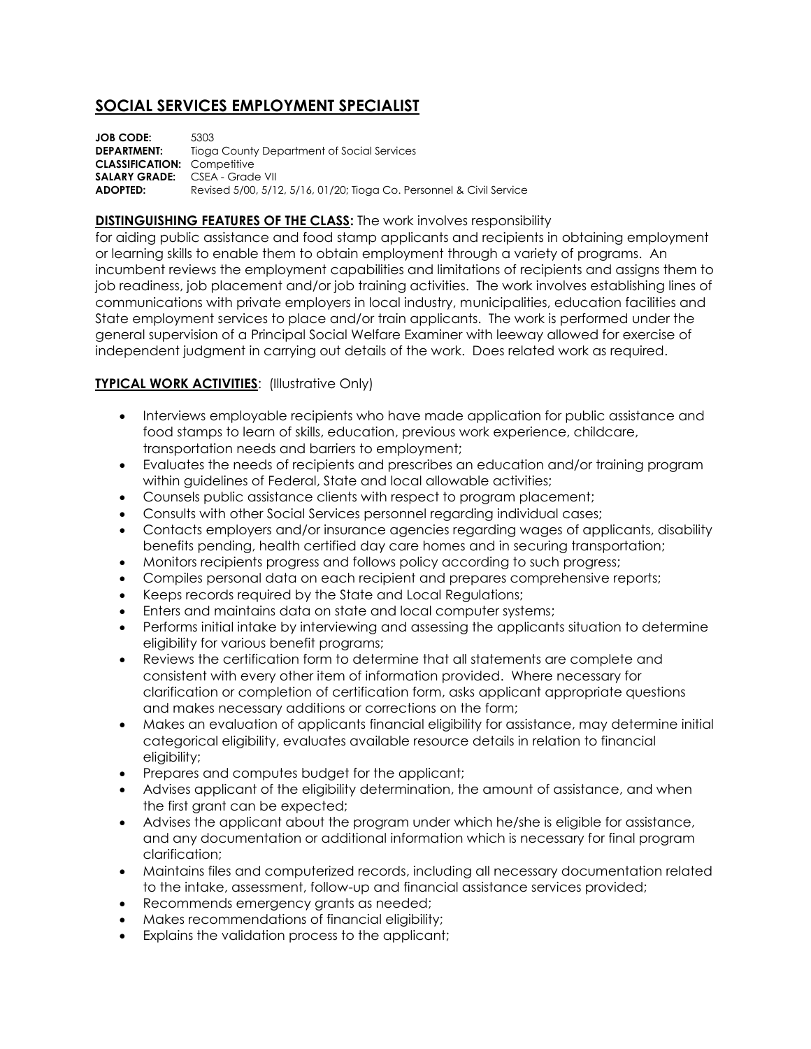# SOCIAL SERVICES EMPLOYMENT SPECIALIST

**JOB CODE:** 5303
**DEPARTMENT:** Tioga County Department of Social Services
**CLASSIFICATION:** Competitive
**SALARY GRADE:** CSEA - Grade VII
**ADOPTED:** Revised 5/00, 5/12, 5/16, 01/20; Tioga Co. Personnel & Civil Service

**DISTINGUISHING FEATURES OF THE CLASS:** The work involves responsibility for aiding public assistance and food stamp applicants and recipients in obtaining employment or learning skills to enable them to obtain employment through a variety of programs. An incumbent reviews the employment capabilities and limitations of recipients and assigns them to job readiness, job placement and/or job training activities. The work involves establishing lines of communications with private employers in local industry, municipalities, education facilities and State employment services to place and/or train applicants. The work is performed under the general supervision of a Principal Social Welfare Examiner with leeway allowed for exercise of independent judgment in carrying out details of the work. Does related work as required.

**TYPICAL WORK ACTIVITIES**: (Illustrative Only)

- Interviews employable recipients who have made application for public assistance and food stamps to learn of skills, education, previous work experience, childcare, transportation needs and barriers to employment;
- Evaluates the needs of recipients and prescribes an education and/or training program within guidelines of Federal, State and local allowable activities;
- Counsels public assistance clients with respect to program placement;
- Consults with other Social Services personnel regarding individual cases;
- Contacts employers and/or insurance agencies regarding wages of applicants, disability benefits pending, health certified day care homes and in securing transportation;
- Monitors recipients progress and follows policy according to such progress;
- Compiles personal data on each recipient and prepares comprehensive reports;
- Keeps records required by the State and Local Regulations;
- Enters and maintains data on state and local computer systems;
- Performs initial intake by interviewing and assessing the applicants situation to determine eligibility for various benefit programs;
- Reviews the certification form to determine that all statements are complete and consistent with every other item of information provided. Where necessary for clarification or completion of certification form, asks applicant appropriate questions and makes necessary additions or corrections on the form;
- Makes an evaluation of applicants financial eligibility for assistance, may determine initial categorical eligibility, evaluates available resource details in relation to financial eligibility;
- Prepares and computes budget for the applicant;
- Advises applicant of the eligibility determination, the amount of assistance, and when the first grant can be expected;
- Advises the applicant about the program under which he/she is eligible for assistance, and any documentation or additional information which is necessary for final program clarification;
- Maintains files and computerized records, including all necessary documentation related to the intake, assessment, follow-up and financial assistance services provided;
- Recommends emergency grants as needed;
- Makes recommendations of financial eligibility;
- Explains the validation process to the applicant;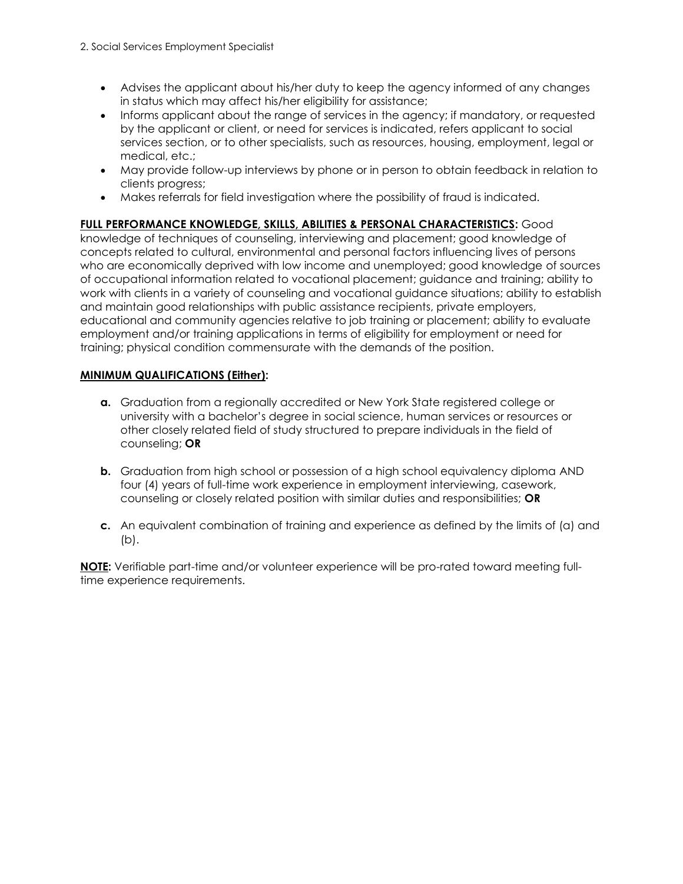- Advises the applicant about his/her duty to keep the agency informed of any changes in status which may affect his/her eligibility for assistance;
- Informs applicant about the range of services in the agency; if mandatory, or requested by the applicant or client, or need for services is indicated, refers applicant to social services section, or to other specialists, such as resources, housing, employment, legal or medical, etc.;
- May provide follow-up interviews by phone or in person to obtain feedback in relation to clients progress;
- Makes referrals for field investigation where the possibility of fraud is indicated.

**FULL PERFORMANCE KNOWLEDGE, SKILLS, ABILITIES & PERSONAL CHARACTERISTICS:** Good knowledge of techniques of counseling, interviewing and placement; good knowledge of concepts related to cultural, environmental and personal factors influencing lives of persons who are economically deprived with low income and unemployed; good knowledge of sources of occupational information related to vocational placement; guidance and training; ability to work with clients in a variety of counseling and vocational guidance situations; ability to establish and maintain good relationships with public assistance recipients, private employers, educational and community agencies relative to job training or placement; ability to evaluate employment and/or training applications in terms of eligibility for employment or need for training; physical condition commensurate with the demands of the position.

**MINIMUM QUALIFICATIONS (Either):**

**a.** Graduation from a regionally accredited or New York State registered college or university with a bachelor's degree in social science, human services or resources or other closely related field of study structured to prepare individuals in the field of counseling; **OR**

**b.** Graduation from high school or possession of a high school equivalency diploma AND four (4) years of full-time work experience in employment interviewing, casework, counseling or closely related position with similar duties and responsibilities; **OR**

**c.** An equivalent combination of training and experience as defined by the limits of (a) and (b).

**NOTE:** Verifiable part-time and/or volunteer experience will be pro-rated toward meeting full-time experience requirements.